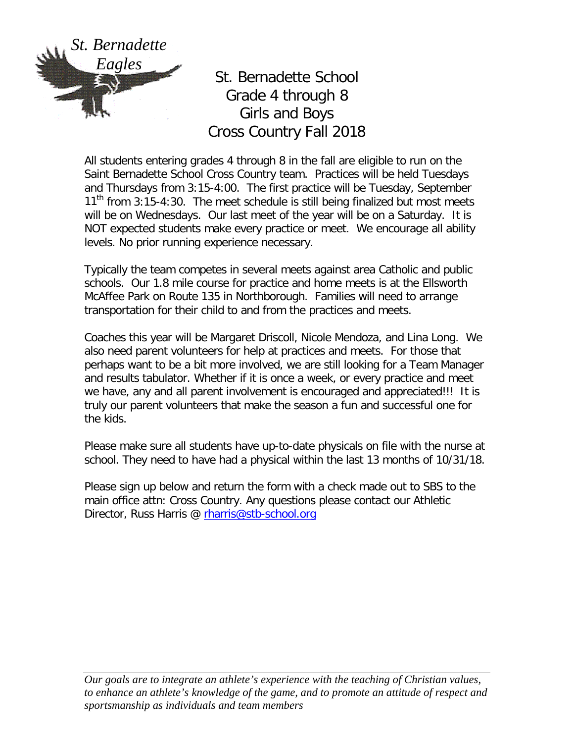*St. Bernadette Eagles*

# St. Bernadette School
# Grade 4 through 8
# Girls and Boys
# Cross Country Fall 2018

All students entering grades 4 through 8 in the fall are eligible to run on the Saint Bernadette School Cross Country team. Practices will be held Tuesdays and Thursdays from 3:15-4:00. The first practice will be Tuesday, September 11th from 3:15-4:30. The meet schedule is still being finalized but most meets will be on Wednesdays. Our last meet of the year will be on a Saturday. It is NOT expected students make every practice or meet. We encourage all ability levels. No prior running experience necessary.

Typically the team competes in several meets against area Catholic and public schools. Our 1.8 mile course for practice and home meets is at the Ellsworth McAffee Park on Route 135 in Northborough. Families will need to arrange transportation for their child to and from the practices and meets.

Coaches this year will be Margaret Driscoll, Nicole Mendoza, and Lina Long. We also need parent volunteers for help at practices and meets. For those that perhaps want to be a bit more involved, we are still looking for a Team Manager and results tabulator. Whether if it is once a week, or every practice and meet we have, any and all parent involvement is encouraged and appreciated!!! It is truly our parent volunteers that make the season a fun and successful one for the kids.

Please make sure all students have up-to-date physicals on file with the nurse at school. They need to have had a physical within the last 13 months of 10/31/18.

Please sign up below and return the form with a check made out to SBS to the main office attn: Cross Country. Any questions please contact our Athletic Director, Russ Harris @ [rharris@stb-school.org](mailto:rharris@stb-school.org)

---

*Our goals are to integrate an athlete's experience with the teaching of Christian values, to enhance an athlete's knowledge of the game, and to promote an attitude of respect and sportsmanship as individuals and team members*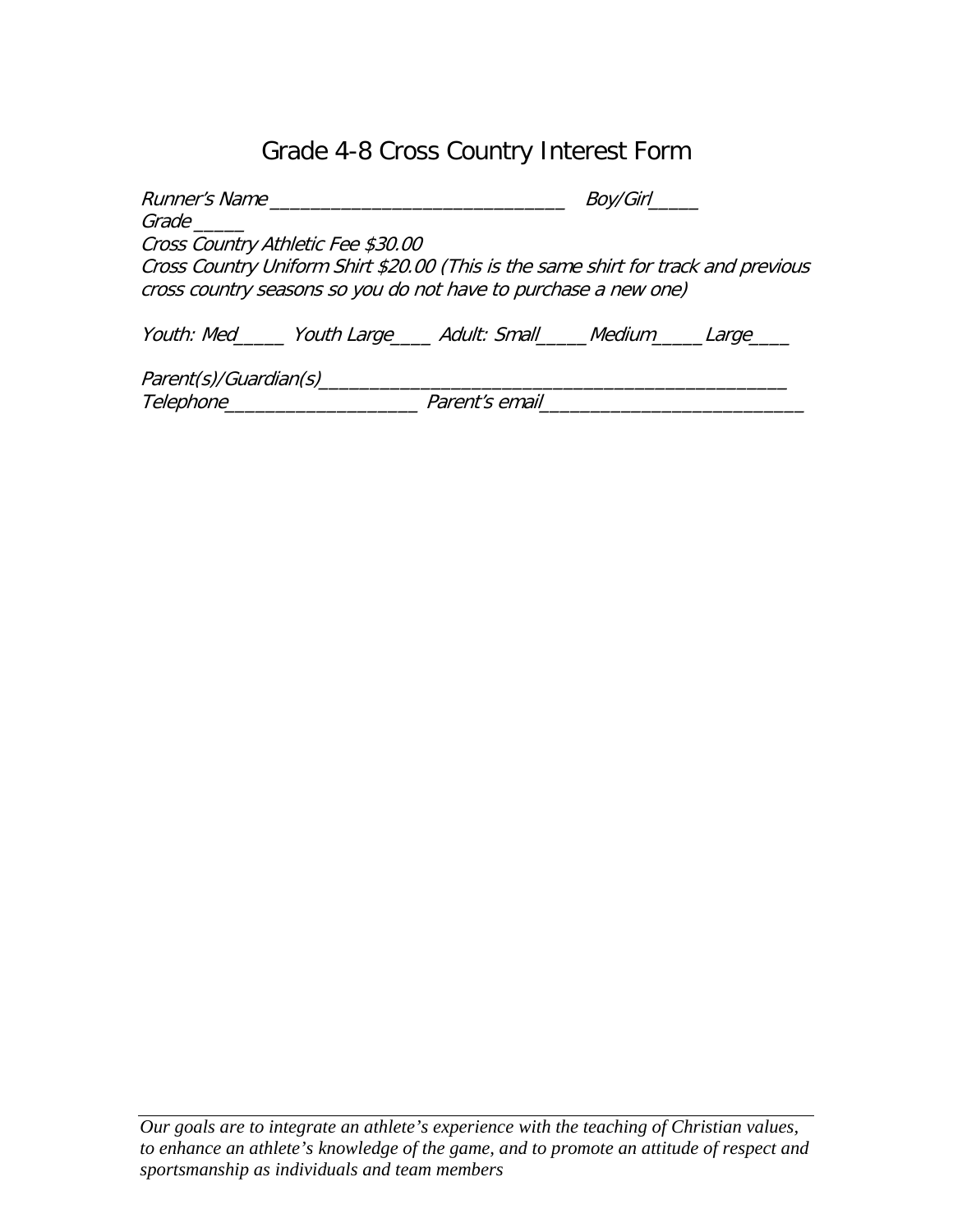# Grade 4-8 Cross Country Interest Form

*Runner's Name _____________________________ Boy/Girl_____*
*Grade _____*
*Cross Country Athletic Fee $30.00*
*Cross Country Uniform Shirt $20.00 (This is the same shirt for track and previous cross country seasons so you do not have to purchase a new one)*

*Youth: Med_____ Youth Large____ Adult: Small_____ Medium_____ Large____*

*Parent(s)/Guardian(s)_______________________________________________*
*Telephone___________________ Parent's email__________________________*

---

*Our goals are to integrate an athlete's experience with the teaching of Christian values, to enhance an athlete's knowledge of the game, and to promote an attitude of respect and sportsmanship as individuals and team members*